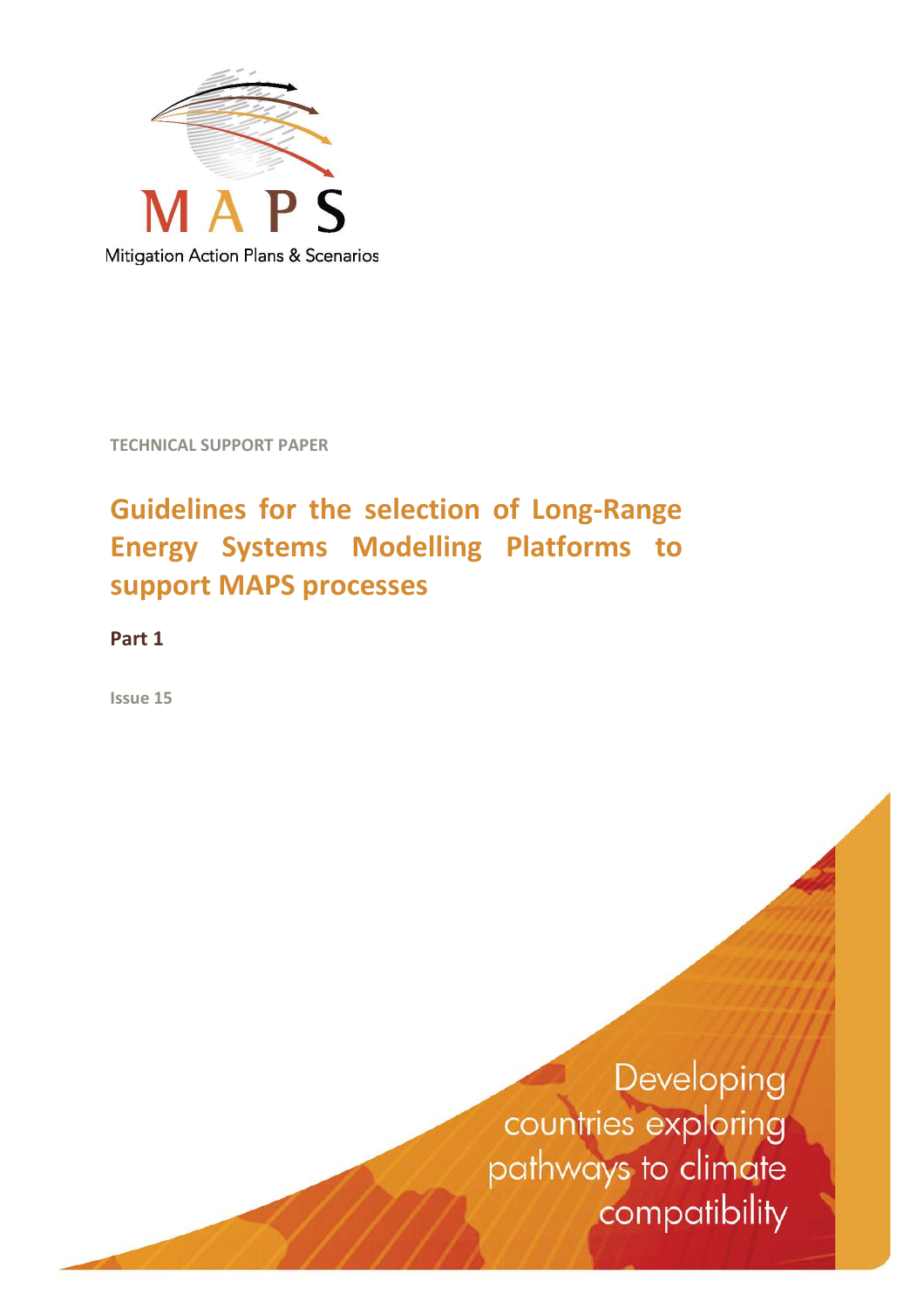MAPS

Mitigation Action Plans & Scenarios

**TECHNICAL SUPPORT PAPER**

# Guidelines for the selection of Long-Range Energy Systems Modelling Platforms to support MAPS processes

**Part 1**

**Issue 15**

Developing countries exploring pathways to climate compatibility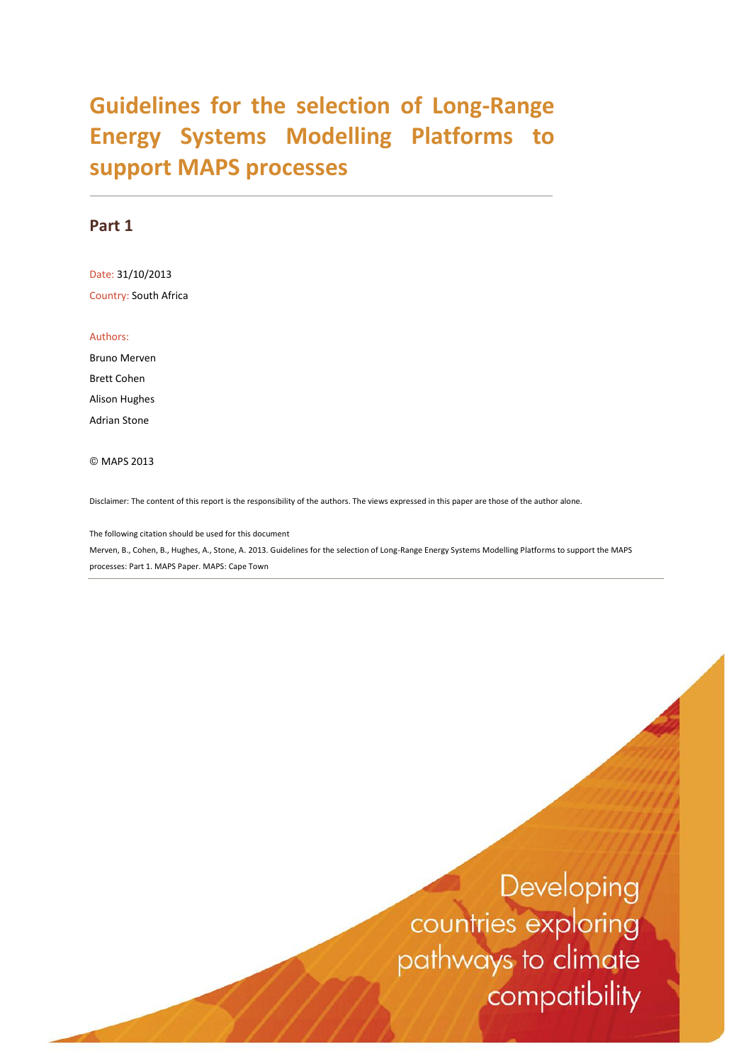# Guidelines for the selection of Long-Range Energy Systems Modelling Platforms to support MAPS processes

## Part 1

Date: 31/10/2013

Country: South Africa

Authors:

Bruno Merven

Brett Cohen

Alison Hughes

Adrian Stone

© MAPS 2013

Disclaimer: The content of this report is the responsibility of the authors. The views expressed in this paper are those of the author alone.

The following citation should be used for this document

Merven, B., Cohen, B., Hughes, A., Stone, A. 2013. Guidelines for the selection of Long-Range Energy Systems Modelling Platforms to support the MAPS processes: Part 1. MAPS Paper. MAPS: Cape Town

Developing countries exploring pathways to climate compatibility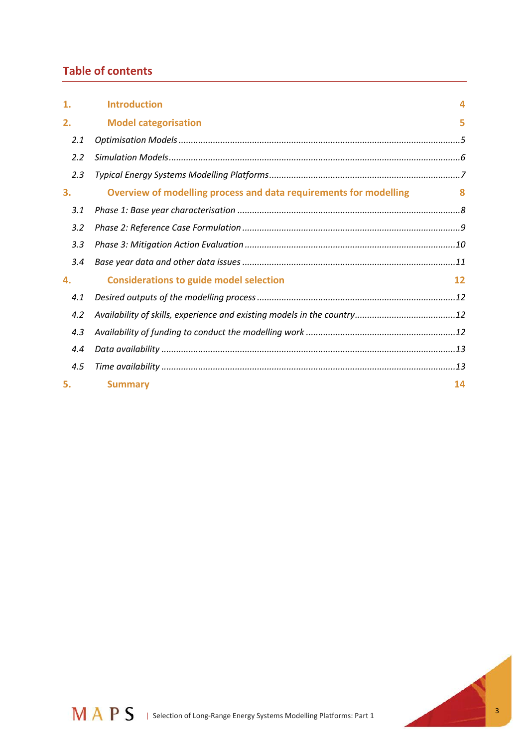## Table of contents

| | | |
|---|---|---|
| **1.** | **Introduction** | **4** |
| **2.** | **Model categorisation** | **5** |
| *2.1* | *Optimisation Models* | *5* |
| *2.2* | *Simulation Models* | *6* |
| *2.3* | *Typical Energy Systems Modelling Platforms* | *7* |
| **3.** | **Overview of modelling process and data requirements for modelling** | **8** |
| *3.1* | *Phase 1: Base year characterisation* | *8* |
| *3.2* | *Phase 2: Reference Case Formulation* | *9* |
| *3.3* | *Phase 3: Mitigation Action Evaluation* | *10* |
| *3.4* | *Base year data and other data issues* | *11* |
| **4.** | **Considerations to guide model selection** | **12** |
| *4.1* | *Desired outputs of the modelling process* | *12* |
| *4.2* | *Availability of skills, experience and existing models in the country* | *12* |
| *4.3* | *Availability of funding to conduct the modelling work* | *12* |
| *4.4* | *Data availability* | *13* |
| *4.5* | *Time availability* | *13* |
| **5.** | **Summary** | **14** |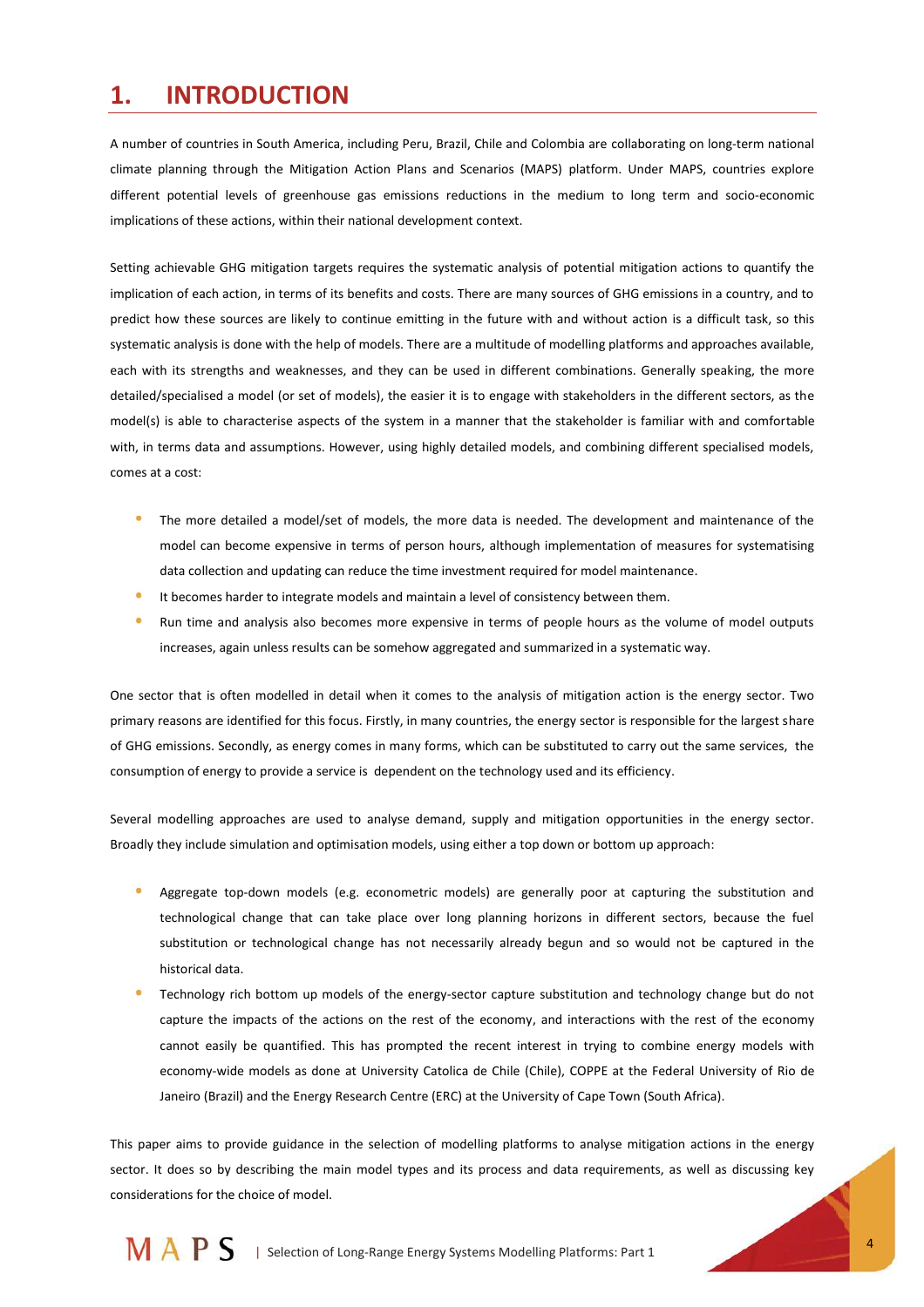# 1. INTRODUCTION

A number of countries in South America, including Peru, Brazil, Chile and Colombia are collaborating on long-term national climate planning through the Mitigation Action Plans and Scenarios (MAPS) platform. Under MAPS, countries explore different potential levels of greenhouse gas emissions reductions in the medium to long term and socio-economic implications of these actions, within their national development context.

Setting achievable GHG mitigation targets requires the systematic analysis of potential mitigation actions to quantify the implication of each action, in terms of its benefits and costs. There are many sources of GHG emissions in a country, and to predict how these sources are likely to continue emitting in the future with and without action is a difficult task, so this systematic analysis is done with the help of models. There are a multitude of modelling platforms and approaches available, each with its strengths and weaknesses, and they can be used in different combinations. Generally speaking, the more detailed/specialised a model (or set of models), the easier it is to engage with stakeholders in the different sectors, as the model(s) is able to characterise aspects of the system in a manner that the stakeholder is familiar with and comfortable with, in terms data and assumptions. However, using highly detailed models, and combining different specialised models, comes at a cost:

- The more detailed a model/set of models, the more data is needed. The development and maintenance of the model can become expensive in terms of person hours, although implementation of measures for systematising data collection and updating can reduce the time investment required for model maintenance.
- It becomes harder to integrate models and maintain a level of consistency between them.
- Run time and analysis also becomes more expensive in terms of people hours as the volume of model outputs increases, again unless results can be somehow aggregated and summarized in a systematic way.

One sector that is often modelled in detail when it comes to the analysis of mitigation action is the energy sector. Two primary reasons are identified for this focus. Firstly, in many countries, the energy sector is responsible for the largest share of GHG emissions. Secondly, as energy comes in many forms, which can be substituted to carry out the same services, the consumption of energy to provide a service is dependent on the technology used and its efficiency.

Several modelling approaches are used to analyse demand, supply and mitigation opportunities in the energy sector. Broadly they include simulation and optimisation models, using either a top down or bottom up approach:

- Aggregate top-down models (e.g. econometric models) are generally poor at capturing the substitution and technological change that can take place over long planning horizons in different sectors, because the fuel substitution or technological change has not necessarily already begun and so would not be captured in the historical data.
- Technology rich bottom up models of the energy-sector capture substitution and technology change but do not capture the impacts of the actions on the rest of the economy, and interactions with the rest of the economy cannot easily be quantified. This has prompted the recent interest in trying to combine energy models with economy-wide models as done at University Catolica de Chile (Chile), COPPE at the Federal University of Rio de Janeiro (Brazil) and the Energy Research Centre (ERC) at the University of Cape Town (South Africa).

This paper aims to provide guidance in the selection of modelling platforms to analyse mitigation actions in the energy sector. It does so by describing the main model types and its process and data requirements, as well as discussing key considerations for the choice of model.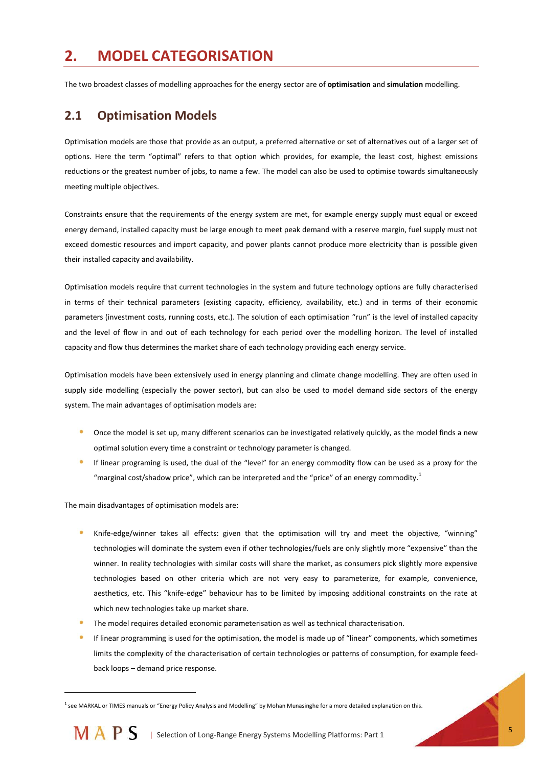# 2. MODEL CATEGORISATION

The two broadest classes of modelling approaches for the energy sector are of **optimisation** and **simulation** modelling.

## 2.1 Optimisation Models

Optimisation models are those that provide as an output, a preferred alternative or set of alternatives out of a larger set of options. Here the term "optimal" refers to that option which provides, for example, the least cost, highest emissions reductions or the greatest number of jobs, to name a few. The model can also be used to optimise towards simultaneously meeting multiple objectives.

Constraints ensure that the requirements of the energy system are met, for example energy supply must equal or exceed energy demand, installed capacity must be large enough to meet peak demand with a reserve margin, fuel supply must not exceed domestic resources and import capacity, and power plants cannot produce more electricity than is possible given their installed capacity and availability.

Optimisation models require that current technologies in the system and future technology options are fully characterised in terms of their technical parameters (existing capacity, efficiency, availability, etc.) and in terms of their economic parameters (investment costs, running costs, etc.). The solution of each optimisation "run" is the level of installed capacity and the level of flow in and out of each technology for each period over the modelling horizon. The level of installed capacity and flow thus determines the market share of each technology providing each energy service.

Optimisation models have been extensively used in energy planning and climate change modelling. They are often used in supply side modelling (especially the power sector), but can also be used to model demand side sectors of the energy system. The main advantages of optimisation models are:

- Once the model is set up, many different scenarios can be investigated relatively quickly, as the model finds a new optimal solution every time a constraint or technology parameter is changed.
- If linear programing is used, the dual of the "level" for an energy commodity flow can be used as a proxy for the "marginal cost/shadow price", which can be interpreted and the "price" of an energy commodity.[1]

The main disadvantages of optimisation models are:

- Knife-edge/winner takes all effects: given that the optimisation will try and meet the objective, "winning" technologies will dominate the system even if other technologies/fuels are only slightly more "expensive" than the winner. In reality technologies with similar costs will share the market, as consumers pick slightly more expensive technologies based on other criteria which are not very easy to parameterize, for example, convenience, aesthetics, etc. This "knife-edge" behaviour has to be limited by imposing additional constraints on the rate at which new technologies take up market share.
- The model requires detailed economic parameterisation as well as technical characterisation.
- If linear programming is used for the optimisation, the model is made up of "linear" components, which sometimes limits the complexity of the characterisation of certain technologies or patterns of consumption, for example feed-back loops – demand price response.

---

[1] see MARKAL or TIMES manuals or "Energy Policy Analysis and Modelling" by Mohan Munasinghe for a more detailed explanation on this.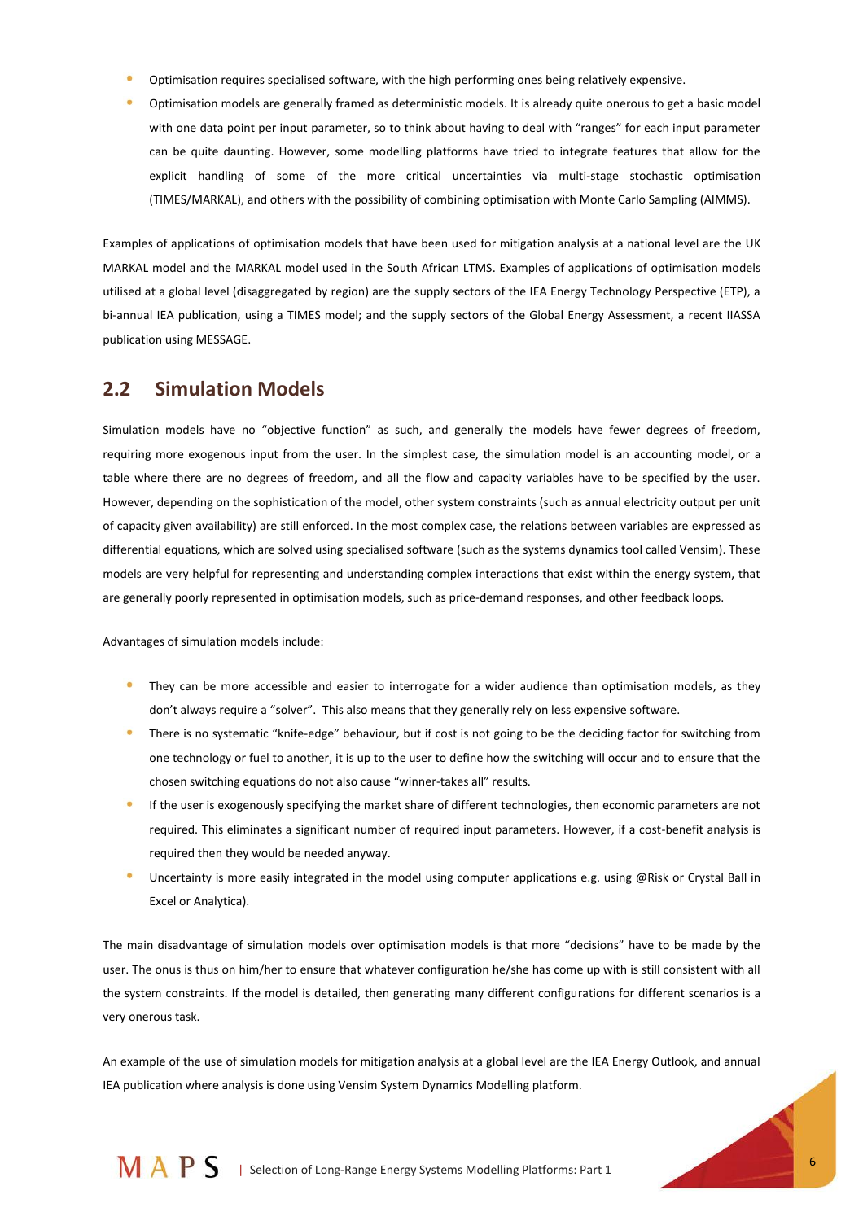- Optimisation requires specialised software, with the high performing ones being relatively expensive.
- Optimisation models are generally framed as deterministic models. It is already quite onerous to get a basic model with one data point per input parameter, so to think about having to deal with "ranges" for each input parameter can be quite daunting. However, some modelling platforms have tried to integrate features that allow for the explicit handling of some of the more critical uncertainties via multi-stage stochastic optimisation (TIMES/MARKAL), and others with the possibility of combining optimisation with Monte Carlo Sampling (AIMMS).

Examples of applications of optimisation models that have been used for mitigation analysis at a national level are the UK MARKAL model and the MARKAL model used in the South African LTMS. Examples of applications of optimisation models utilised at a global level (disaggregated by region) are the supply sectors of the IEA Energy Technology Perspective (ETP), a bi-annual IEA publication, using a TIMES model; and the supply sectors of the Global Energy Assessment, a recent IIASSA publication using MESSAGE.

## 2.2 Simulation Models

Simulation models have no "objective function" as such, and generally the models have fewer degrees of freedom, requiring more exogenous input from the user. In the simplest case, the simulation model is an accounting model, or a table where there are no degrees of freedom, and all the flow and capacity variables have to be specified by the user. However, depending on the sophistication of the model, other system constraints (such as annual electricity output per unit of capacity given availability) are still enforced. In the most complex case, the relations between variables are expressed as differential equations, which are solved using specialised software (such as the systems dynamics tool called Vensim). These models are very helpful for representing and understanding complex interactions that exist within the energy system, that are generally poorly represented in optimisation models, such as price-demand responses, and other feedback loops.

Advantages of simulation models include:

- They can be more accessible and easier to interrogate for a wider audience than optimisation models, as they don't always require a "solver". This also means that they generally rely on less expensive software.
- There is no systematic "knife-edge" behaviour, but if cost is not going to be the deciding factor for switching from one technology or fuel to another, it is up to the user to define how the switching will occur and to ensure that the chosen switching equations do not also cause "winner-takes all" results.
- If the user is exogenously specifying the market share of different technologies, then economic parameters are not required. This eliminates a significant number of required input parameters. However, if a cost-benefit analysis is required then they would be needed anyway.
- Uncertainty is more easily integrated in the model using computer applications e.g. using @Risk or Crystal Ball in Excel or Analytica).

The main disadvantage of simulation models over optimisation models is that more "decisions" have to be made by the user. The onus is thus on him/her to ensure that whatever configuration he/she has come up with is still consistent with all the system constraints. If the model is detailed, then generating many different configurations for different scenarios is a very onerous task.

An example of the use of simulation models for mitigation analysis at a global level are the IEA Energy Outlook, and annual IEA publication where analysis is done using Vensim System Dynamics Modelling platform.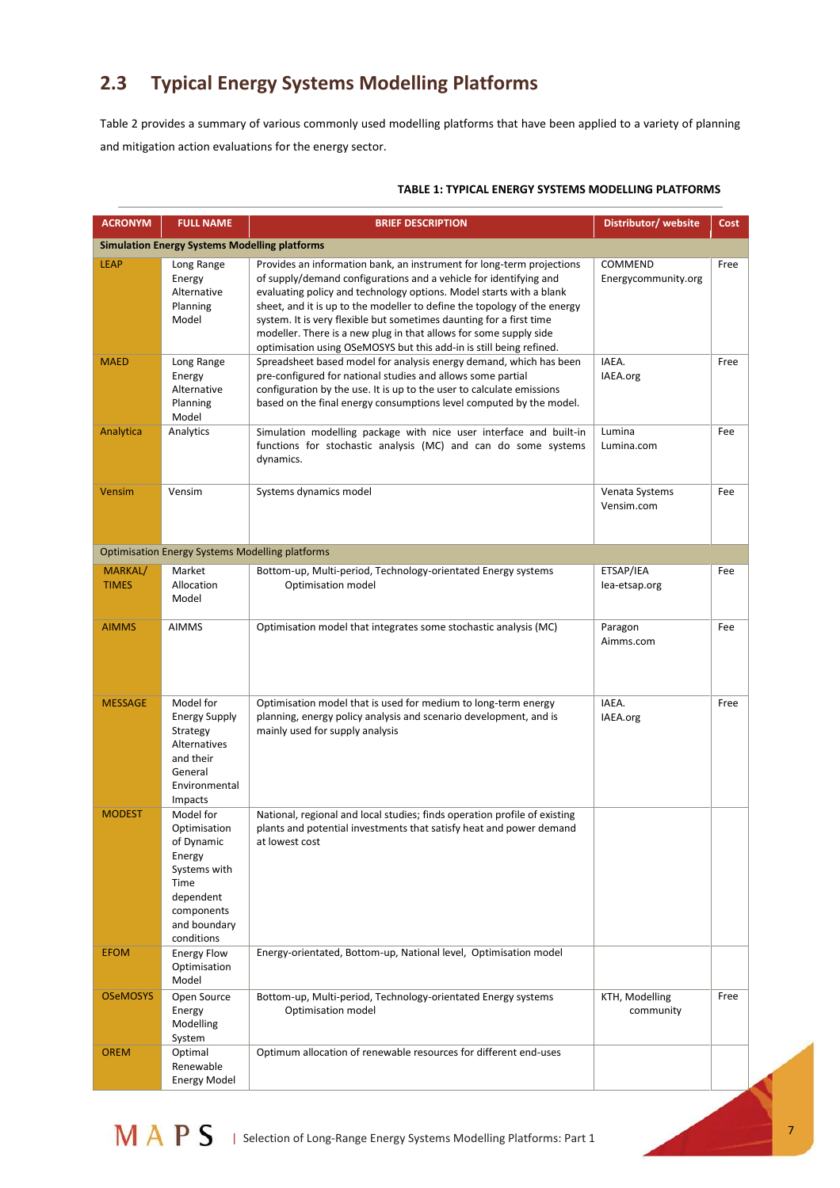## 2.3 Typical Energy Systems Modelling Platforms

Table 2 provides a summary of various commonly used modelling platforms that have been applied to a variety of planning and mitigation action evaluations for the energy sector.

**TABLE 1: TYPICAL ENERGY SYSTEMS MODELLING PLATFORMS**

| ACRONYM | FULL NAME | BRIEF DESCRIPTION | Distributor/ website | Cost |
|---|---|---|---|---|
| **Simulation Energy Systems Modelling platforms** | | | | |
| LEAP | Long Range Energy Alternative Planning Model | Provides an information bank, an instrument for long-term projections of supply/demand configurations and a vehicle for identifying and evaluating policy and technology options. Model starts with a blank sheet, and it is up to the modeller to define the topology of the energy system. It is very flexible but sometimes daunting for a first time modeller. There is a new plug in that allows for some supply side optimisation using OSeMOSYS but this add-in is still being refined. | COMMEND Energycommunity.org | Free |
| MAED | Long Range Energy Alternative Planning Model | Spreadsheet based model for analysis energy demand, which has been pre-configured for national studies and allows some partial configuration by the use. It is up to the user to calculate emissions based on the final energy consumptions level computed by the model. | IAEA. IAEA.org | Free |
| Analytica | Analytics | Simulation modelling package with nice user interface and built-in functions for stochastic analysis (MC) and can do some systems dynamics. | Lumina Lumina.com | Fee |
| Vensim | Vensim | Systems dynamics model | Venata Systems Vensim.com | Fee |
| Optimisation Energy Systems Modelling platforms | | | | |
| MARKAL/ TIMES | Market Allocation Model | Bottom-up, Multi-period, Technology-orientated Energy systems Optimisation model | ETSAP/IEA Iea-etsap.org | Fee |
| AIMMS | AIMMS | Optimisation model that integrates some stochastic analysis (MC) | Paragon Aimms.com | Fee |
| MESSAGE | Model for Energy Supply Strategy Alternatives and their General Environmental Impacts | Optimisation model that is used for medium to long-term energy planning, energy policy analysis and scenario development, and is mainly used for supply analysis | IAEA. IAEA.org | Free |
| MODEST | Model for Optimisation of Dynamic Energy Systems with Time dependent components and boundary conditions | National, regional and local studies; finds operation profile of existing plants and potential investments that satisfy heat and power demand at lowest cost | | |
| EFOM | Energy Flow Optimisation Model | Energy-orientated, Bottom-up, National level, Optimisation model | | |
| OSeMOSYS | Open Source Energy Modelling System | Bottom-up, Multi-period, Technology-orientated Energy systems Optimisation model | KTH, Modelling community | Free |
| OREM | Optimal Renewable Energy Model | Optimum allocation of renewable resources for different end-uses | | |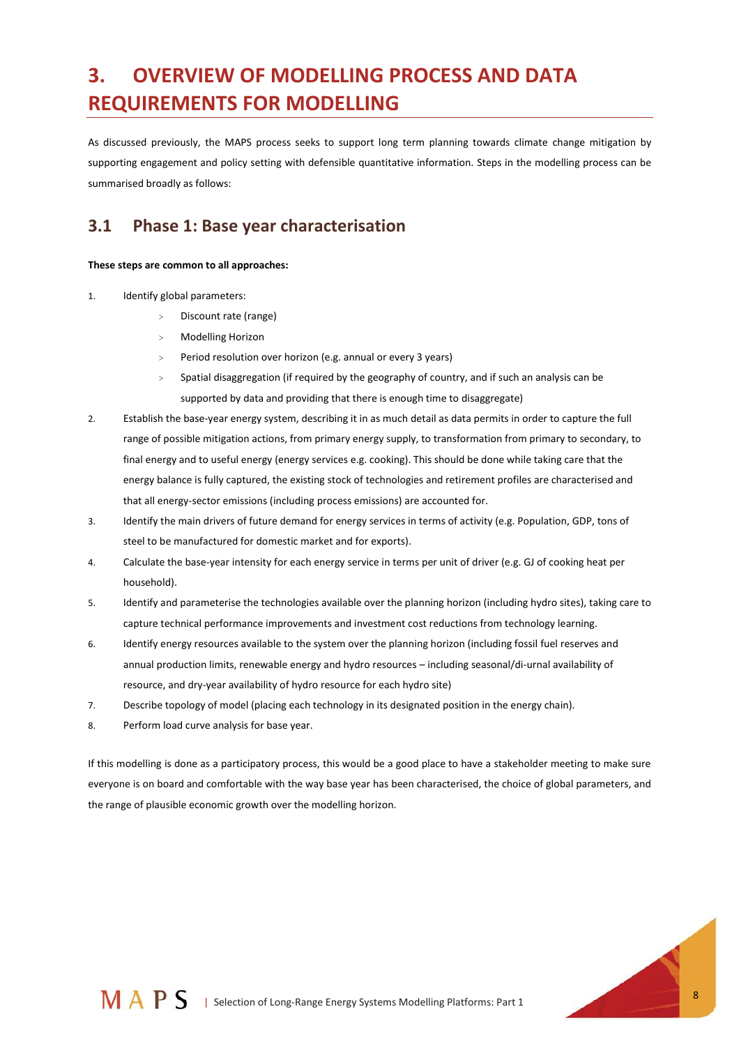# 3. OVERVIEW OF MODELLING PROCESS AND DATA REQUIREMENTS FOR MODELLING

As discussed previously, the MAPS process seeks to support long term planning towards climate change mitigation by supporting engagement and policy setting with defensible quantitative information. Steps in the modelling process can be summarised broadly as follows:

## 3.1 Phase 1: Base year characterisation

**These steps are common to all approaches:**

1. Identify global parameters:
   - Discount rate (range)
   - Modelling Horizon
   - Period resolution over horizon (e.g. annual or every 3 years)
   - Spatial disaggregation (if required by the geography of country, and if such an analysis can be supported by data and providing that there is enough time to disaggregate)
2. Establish the base-year energy system, describing it in as much detail as data permits in order to capture the full range of possible mitigation actions, from primary energy supply, to transformation from primary to secondary, to final energy and to useful energy (energy services e.g. cooking). This should be done while taking care that the energy balance is fully captured, the existing stock of technologies and retirement profiles are characterised and that all energy-sector emissions (including process emissions) are accounted for.
3. Identify the main drivers of future demand for energy services in terms of activity (e.g. Population, GDP, tons of steel to be manufactured for domestic market and for exports).
4. Calculate the base-year intensity for each energy service in terms per unit of driver (e.g. GJ of cooking heat per household).
5. Identify and parameterise the technologies available over the planning horizon (including hydro sites), taking care to capture technical performance improvements and investment cost reductions from technology learning.
6. Identify energy resources available to the system over the planning horizon (including fossil fuel reserves and annual production limits, renewable energy and hydro resources – including seasonal/di-urnal availability of resource, and dry-year availability of hydro resource for each hydro site)
7. Describe topology of model (placing each technology in its designated position in the energy chain).
8. Perform load curve analysis for base year.

If this modelling is done as a participatory process, this would be a good place to have a stakeholder meeting to make sure everyone is on board and comfortable with the way base year has been characterised, the choice of global parameters, and the range of plausible economic growth over the modelling horizon.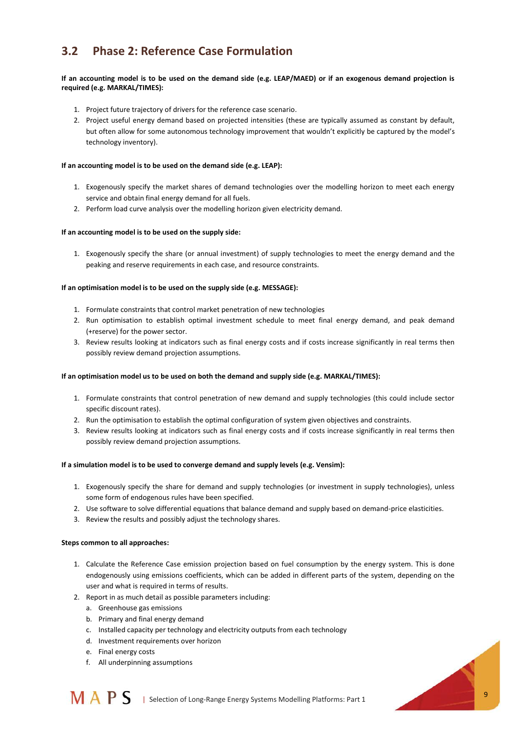## 3.2 Phase 2: Reference Case Formulation

**If an accounting model is to be used on the demand side (e.g. LEAP/MAED) or if an exogenous demand projection is required (e.g. MARKAL/TIMES):**

1. Project future trajectory of drivers for the reference case scenario.
2. Project useful energy demand based on projected intensities (these are typically assumed as constant by default, but often allow for some autonomous technology improvement that wouldn't explicitly be captured by the model's technology inventory).

**If an accounting model is to be used on the demand side (e.g. LEAP):**

1. Exogenously specify the market shares of demand technologies over the modelling horizon to meet each energy service and obtain final energy demand for all fuels.
2. Perform load curve analysis over the modelling horizon given electricity demand.

**If an accounting model is to be used on the supply side:**

1. Exogenously specify the share (or annual investment) of supply technologies to meet the energy demand and the peaking and reserve requirements in each case, and resource constraints.

**If an optimisation model is to be used on the supply side (e.g. MESSAGE):**

1. Formulate constraints that control market penetration of new technologies
2. Run optimisation to establish optimal investment schedule to meet final energy demand, and peak demand (+reserve) for the power sector.
3. Review results looking at indicators such as final energy costs and if costs increase significantly in real terms then possibly review demand projection assumptions.

**If an optimisation model us to be used on both the demand and supply side (e.g. MARKAL/TIMES):**

1. Formulate constraints that control penetration of new demand and supply technologies (this could include sector specific discount rates).
2. Run the optimisation to establish the optimal configuration of system given objectives and constraints.
3. Review results looking at indicators such as final energy costs and if costs increase significantly in real terms then possibly review demand projection assumptions.

**If a simulation model is to be used to converge demand and supply levels (e.g. Vensim):**

1. Exogenously specify the share for demand and supply technologies (or investment in supply technologies), unless some form of endogenous rules have been specified.
2. Use software to solve differential equations that balance demand and supply based on demand-price elasticities.
3. Review the results and possibly adjust the technology shares.

**Steps common to all approaches:**

1. Calculate the Reference Case emission projection based on fuel consumption by the energy system. This is done endogenously using emissions coefficients, which can be added in different parts of the system, depending on the user and what is required in terms of results.
2. Report in as much detail as possible parameters including:
   a. Greenhouse gas emissions
   b. Primary and final energy demand
   c. Installed capacity per technology and electricity outputs from each technology
   d. Investment requirements over horizon
   e. Final energy costs
   f. All underpinning assumptions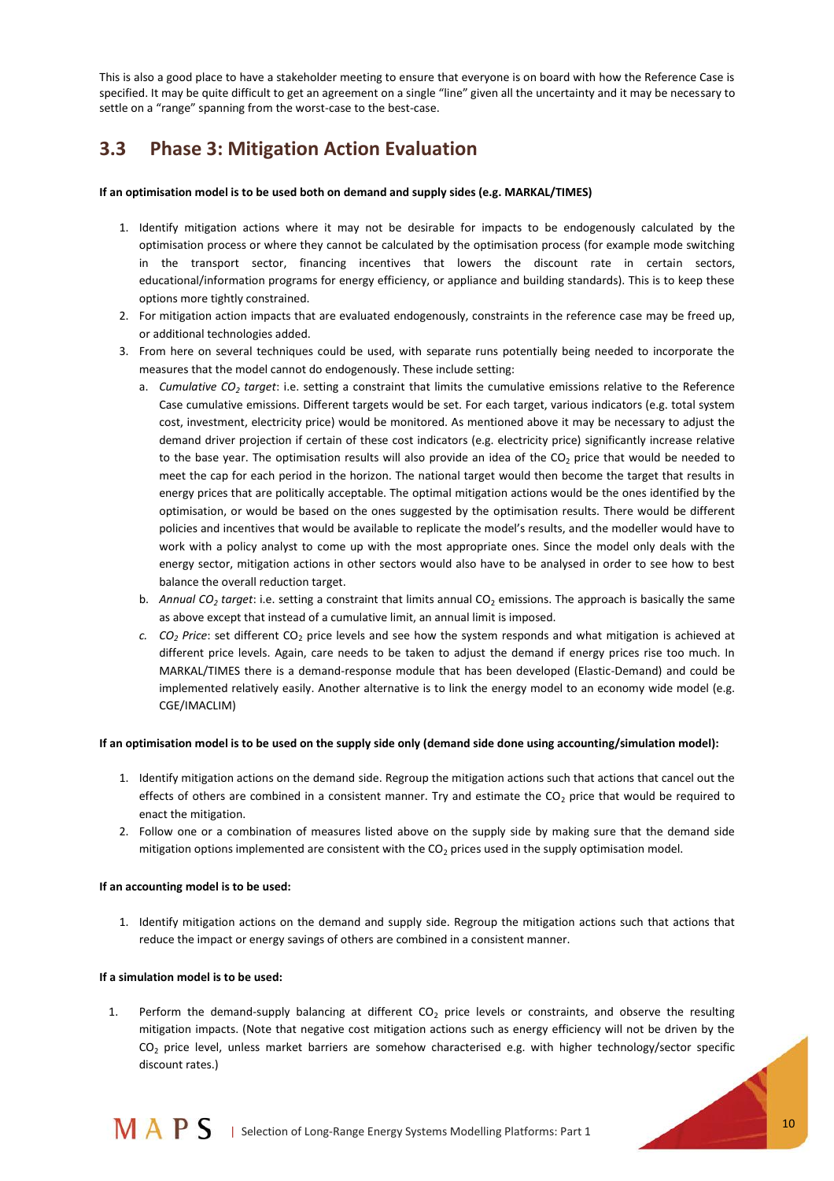This is also a good place to have a stakeholder meeting to ensure that everyone is on board with how the Reference Case is specified. It may be quite difficult to get an agreement on a single "line" given all the uncertainty and it may be necessary to settle on a "range" spanning from the worst-case to the best-case.

## 3.3 Phase 3: Mitigation Action Evaluation

**If an optimisation model is to be used both on demand and supply sides (e.g. MARKAL/TIMES)**

1. Identify mitigation actions where it may not be desirable for impacts to be endogenously calculated by the optimisation process or where they cannot be calculated by the optimisation process (for example mode switching in the transport sector, financing incentives that lowers the discount rate in certain sectors, educational/information programs for energy efficiency, or appliance and building standards). This is to keep these options more tightly constrained.
2. For mitigation action impacts that are evaluated endogenously, constraints in the reference case may be freed up, or additional technologies added.
3. From here on several techniques could be used, with separate runs potentially being needed to incorporate the measures that the model cannot do endogenously. These include setting:
   a. *Cumulative $CO_2$ target*: i.e. setting a constraint that limits the cumulative emissions relative to the Reference Case cumulative emissions. Different targets would be set. For each target, various indicators (e.g. total system cost, investment, electricity price) would be monitored. As mentioned above it may be necessary to adjust the demand driver projection if certain of these cost indicators (e.g. electricity price) significantly increase relative to the base year. The optimisation results will also provide an idea of the $CO_2$ price that would be needed to meet the cap for each period in the horizon. The national target would then become the target that results in energy prices that are politically acceptable. The optimal mitigation actions would be the ones identified by the optimisation, or would be based on the ones suggested by the optimisation results. There would be different policies and incentives that would be available to replicate the model's results, and the modeller would have to work with a policy analyst to come up with the most appropriate ones. Since the model only deals with the energy sector, mitigation actions in other sectors would also have to be analysed in order to see how to best balance the overall reduction target.
   b. *Annual $CO_2$ target*: i.e. setting a constraint that limits annual $CO_2$ emissions. The approach is basically the same as above except that instead of a cumulative limit, an annual limit is imposed.
   c. *$CO_2$ Price*: set different $CO_2$ price levels and see how the system responds and what mitigation is achieved at different price levels. Again, care needs to be taken to adjust the demand if energy prices rise too much. In MARKAL/TIMES there is a demand-response module that has been developed (Elastic-Demand) and could be implemented relatively easily. Another alternative is to link the energy model to an economy wide model (e.g. CGE/IMACLIM)

**If an optimisation model is to be used on the supply side only (demand side done using accounting/simulation model):**

1. Identify mitigation actions on the demand side. Regroup the mitigation actions such that actions that cancel out the effects of others are combined in a consistent manner. Try and estimate the $CO_2$ price that would be required to enact the mitigation.
2. Follow one or a combination of measures listed above on the supply side by making sure that the demand side mitigation options implemented are consistent with the $CO_2$ prices used in the supply optimisation model.

**If an accounting model is to be used:**

1. Identify mitigation actions on the demand and supply side. Regroup the mitigation actions such that actions that reduce the impact or energy savings of others are combined in a consistent manner.

**If a simulation model is to be used:**

1. Perform the demand-supply balancing at different $CO_2$ price levels or constraints, and observe the resulting mitigation impacts. (Note that negative cost mitigation actions such as energy efficiency will not be driven by the $CO_2$ price level, unless market barriers are somehow characterised e.g. with higher technology/sector specific discount rates.)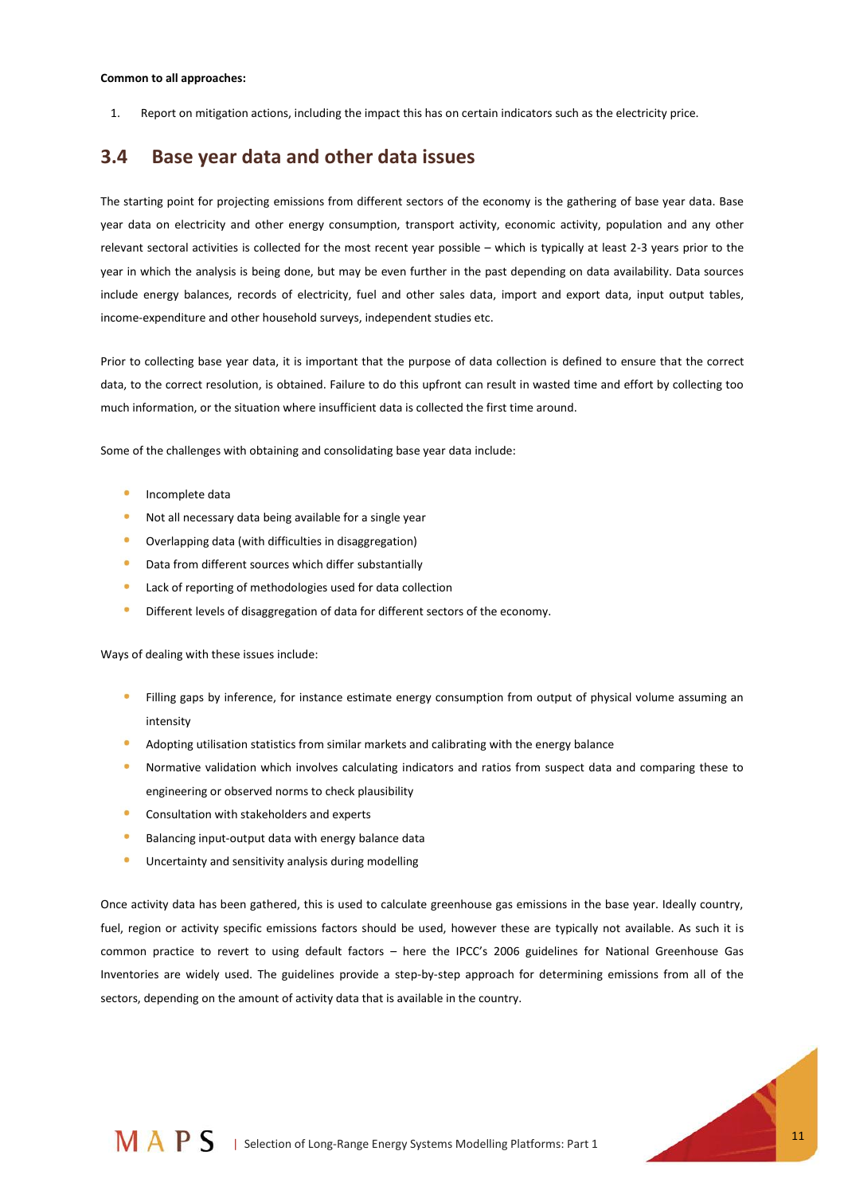**Common to all approaches:**

1. Report on mitigation actions, including the impact this has on certain indicators such as the electricity price.

## 3.4 Base year data and other data issues

The starting point for projecting emissions from different sectors of the economy is the gathering of base year data. Base year data on electricity and other energy consumption, transport activity, economic activity, population and any other relevant sectoral activities is collected for the most recent year possible – which is typically at least 2-3 years prior to the year in which the analysis is being done, but may be even further in the past depending on data availability. Data sources include energy balances, records of electricity, fuel and other sales data, import and export data, input output tables, income-expenditure and other household surveys, independent studies etc.

Prior to collecting base year data, it is important that the purpose of data collection is defined to ensure that the correct data, to the correct resolution, is obtained. Failure to do this upfront can result in wasted time and effort by collecting too much information, or the situation where insufficient data is collected the first time around.

Some of the challenges with obtaining and consolidating base year data include:

- Incomplete data
- Not all necessary data being available for a single year
- Overlapping data (with difficulties in disaggregation)
- Data from different sources which differ substantially
- Lack of reporting of methodologies used for data collection
- Different levels of disaggregation of data for different sectors of the economy.

Ways of dealing with these issues include:

- Filling gaps by inference, for instance estimate energy consumption from output of physical volume assuming an intensity
- Adopting utilisation statistics from similar markets and calibrating with the energy balance
- Normative validation which involves calculating indicators and ratios from suspect data and comparing these to engineering or observed norms to check plausibility
- Consultation with stakeholders and experts
- Balancing input-output data with energy balance data
- Uncertainty and sensitivity analysis during modelling

Once activity data has been gathered, this is used to calculate greenhouse gas emissions in the base year. Ideally country, fuel, region or activity specific emissions factors should be used, however these are typically not available. As such it is common practice to revert to using default factors – here the IPCC's 2006 guidelines for National Greenhouse Gas Inventories are widely used. The guidelines provide a step-by-step approach for determining emissions from all of the sectors, depending on the amount of activity data that is available in the country.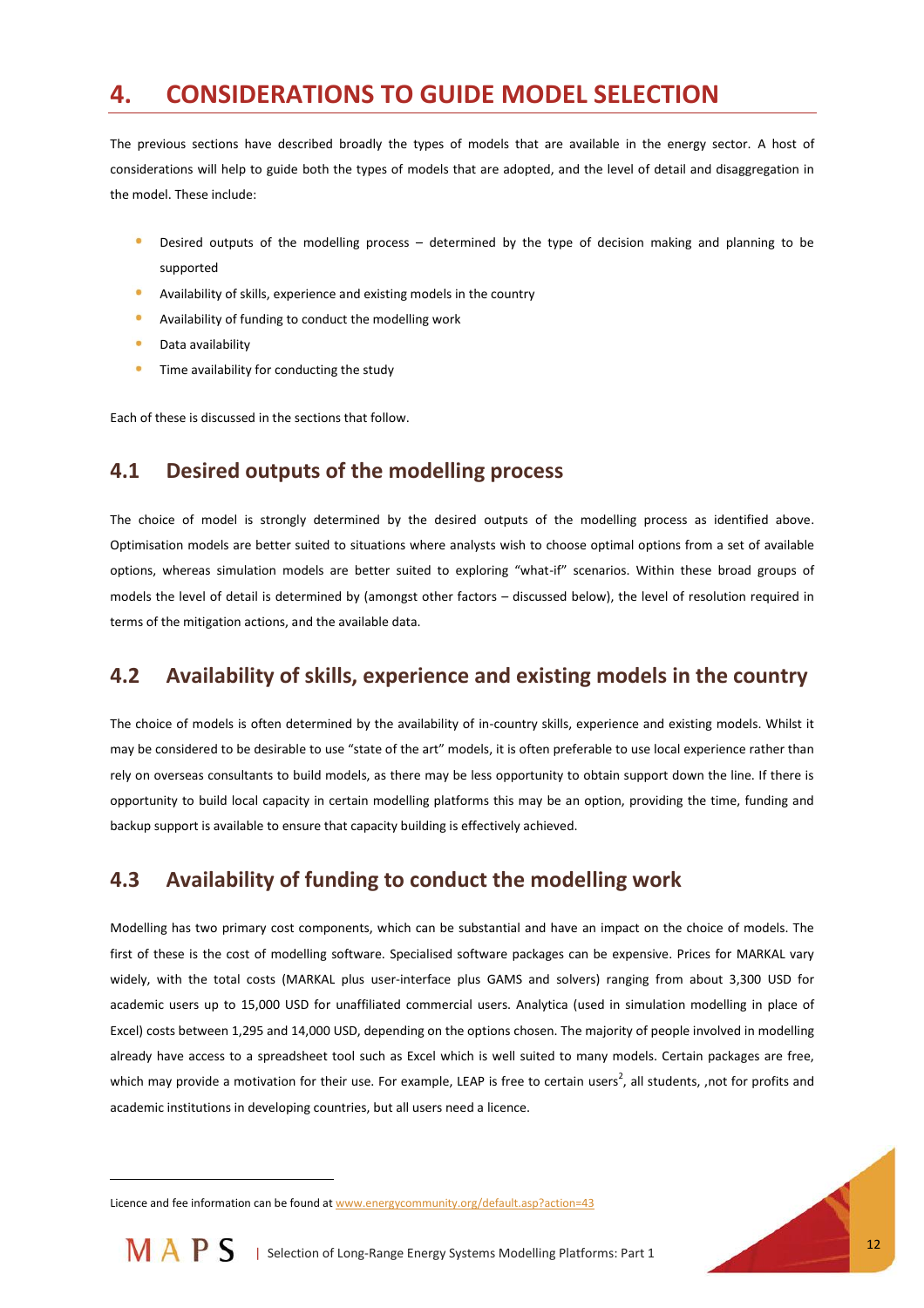# 4. CONSIDERATIONS TO GUIDE MODEL SELECTION

The previous sections have described broadly the types of models that are available in the energy sector. A host of considerations will help to guide both the types of models that are adopted, and the level of detail and disaggregation in the model. These include:

- Desired outputs of the modelling process – determined by the type of decision making and planning to be supported
- Availability of skills, experience and existing models in the country
- Availability of funding to conduct the modelling work
- Data availability
- Time availability for conducting the study

Each of these is discussed in the sections that follow.

## 4.1 Desired outputs of the modelling process

The choice of model is strongly determined by the desired outputs of the modelling process as identified above. Optimisation models are better suited to situations where analysts wish to choose optimal options from a set of available options, whereas simulation models are better suited to exploring "what-if" scenarios. Within these broad groups of models the level of detail is determined by (amongst other factors – discussed below), the level of resolution required in terms of the mitigation actions, and the available data.

## 4.2 Availability of skills, experience and existing models in the country

The choice of models is often determined by the availability of in-country skills, experience and existing models. Whilst it may be considered to be desirable to use "state of the art" models, it is often preferable to use local experience rather than rely on overseas consultants to build models, as there may be less opportunity to obtain support down the line. If there is opportunity to build local capacity in certain modelling platforms this may be an option, providing the time, funding and backup support is available to ensure that capacity building is effectively achieved.

## 4.3 Availability of funding to conduct the modelling work

Modelling has two primary cost components, which can be substantial and have an impact on the choice of models. The first of these is the cost of modelling software. Specialised software packages can be expensive. Prices for MARKAL vary widely, with the total costs (MARKAL plus user-interface plus GAMS and solvers) ranging from about 3,300 USD for academic users up to 15,000 USD for unaffiliated commercial users. Analytica (used in simulation modelling in place of Excel) costs between 1,295 and 14,000 USD, depending on the options chosen. The majority of people involved in modelling already have access to a spreadsheet tool such as Excel which is well suited to many models. Certain packages are free, which may provide a motivation for their use. For example, LEAP is free to certain users[2], all students, ,not for profits and academic institutions in developing countries, but all users need a licence.

---

Licence and fee information can be found at www.energycommunity.org/default.asp?action=43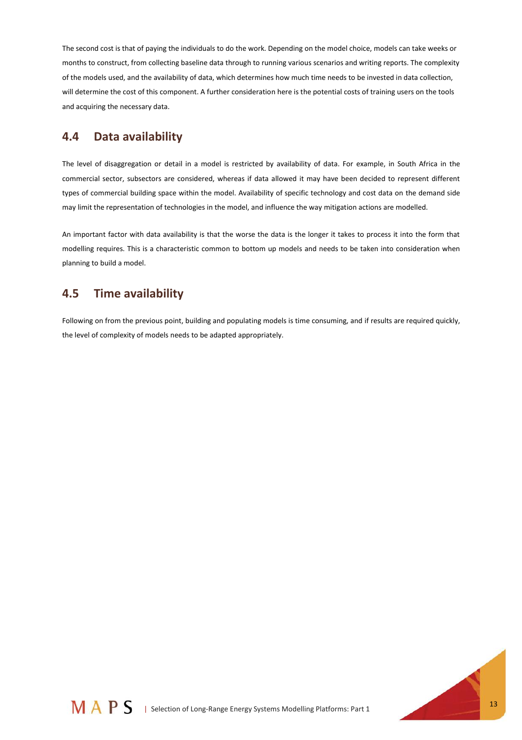The second cost is that of paying the individuals to do the work. Depending on the model choice, models can take weeks or months to construct, from collecting baseline data through to running various scenarios and writing reports. The complexity of the models used, and the availability of data, which determines how much time needs to be invested in data collection, will determine the cost of this component. A further consideration here is the potential costs of training users on the tools and acquiring the necessary data.

## 4.4 Data availability

The level of disaggregation or detail in a model is restricted by availability of data. For example, in South Africa in the commercial sector, subsectors are considered, whereas if data allowed it may have been decided to represent different types of commercial building space within the model. Availability of specific technology and cost data on the demand side may limit the representation of technologies in the model, and influence the way mitigation actions are modelled.

An important factor with data availability is that the worse the data is the longer it takes to process it into the form that modelling requires. This is a characteristic common to bottom up models and needs to be taken into consideration when planning to build a model.

## 4.5 Time availability

Following on from the previous point, building and populating models is time consuming, and if results are required quickly, the level of complexity of models needs to be adapted appropriately.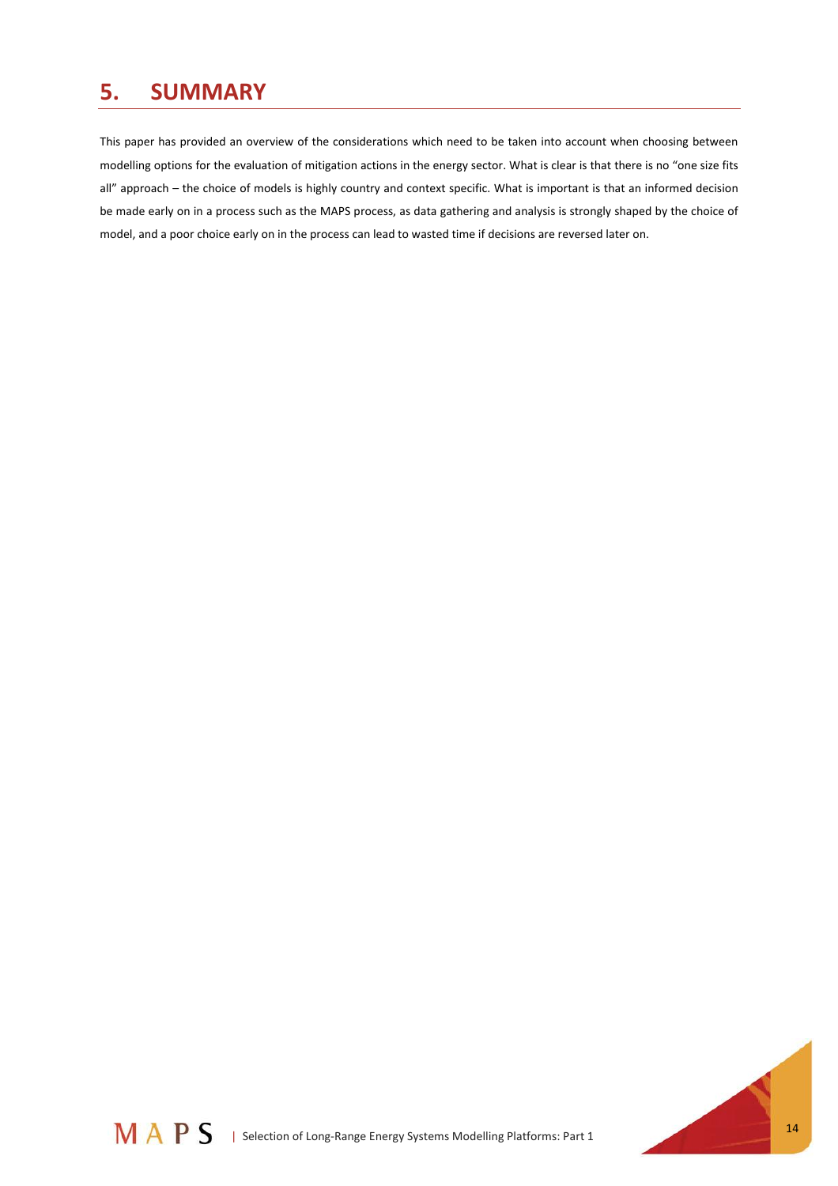# 5. SUMMARY

This paper has provided an overview of the considerations which need to be taken into account when choosing between modelling options for the evaluation of mitigation actions in the energy sector. What is clear is that there is no "one size fits all" approach – the choice of models is highly country and context specific. What is important is that an informed decision be made early on in a process such as the MAPS process, as data gathering and analysis is strongly shaped by the choice of model, and a poor choice early on in the process can lead to wasted time if decisions are reversed later on.